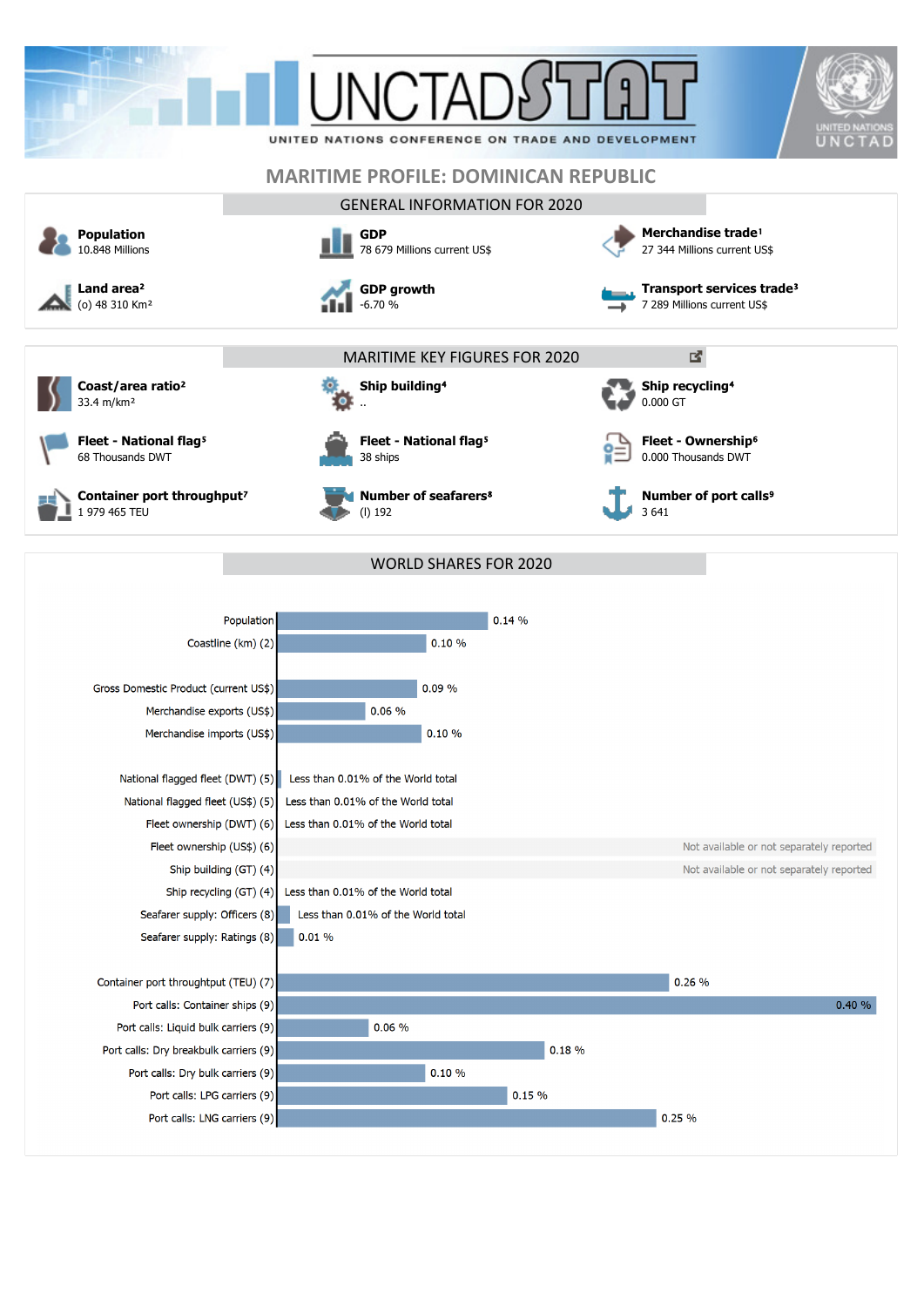# MARITIME PROFILE: DOMINICAN REPUBLIC

## GENERAL INFORMATION FOR 2020

**Population**
10.848 Millions

**GDP**
78 679 Millions current US$

**Merchandise trade**[1]
27 344 Millions current US$

**Land area**[2]
(o) 48 310 Km²

**GDP growth**
-6.70 %

**Transport services trade**[3]
7 289 Millions current US$

## MARITIME KEY FIGURES FOR 2020

**Coast/area ratio**[2]
33.4 m/km²

**Ship building**[4]
..

**Ship recycling**[4]
0.000 GT

**Fleet - National flag**[5]
68 Thousands DWT

**Fleet - National flag**[5]
38 ships

**Fleet - Ownership**[6]
0.000 Thousands DWT

**Container port throughput**[7]
1 979 465 TEU

**Number of seafarers**[8]
(l) 192

**Number of port calls**[9]
3 641

## WORLD SHARES FOR 2020

| Indicator | World share |
|---|---|
| Population | 0.14 % |
| Coastline (km) (2) | 0.10 % |
| Gross Domestic Product (current US$) | 0.09 % |
| Merchandise exports (US$) | 0.06 % |
| Merchandise imports (US$) | 0.10 % |
| National flagged fleet (DWT) (5) | Less than 0.01% of the World total |
| National flagged fleet (US$) (5) | Less than 0.01% of the World total |
| Fleet ownership (DWT) (6) | Less than 0.01% of the World total |
| Fleet ownership (US$) (6) | Not available or not separately reported |
| Ship building (GT) (4) | Not available or not separately reported |
| Ship recycling (GT) (4) | Less than 0.01% of the World total |
| Seafarer supply: Officers (8) | Less than 0.01% of the World total |
| Seafarer supply: Ratings (8) | 0.01 % |
| Container port throughput (TEU) (7) | 0.26 % |
| Port calls: Container ships (9) | 0.40 % |
| Port calls: Liquid bulk carriers (9) | 0.06 % |
| Port calls: Dry breakbulk carriers (9) | 0.18 % |
| Port calls: Dry bulk carriers (9) | 0.10 % |
| Port calls: LPG carriers (9) | 0.15 % |
| Port calls: LNG carriers (9) | 0.25 % |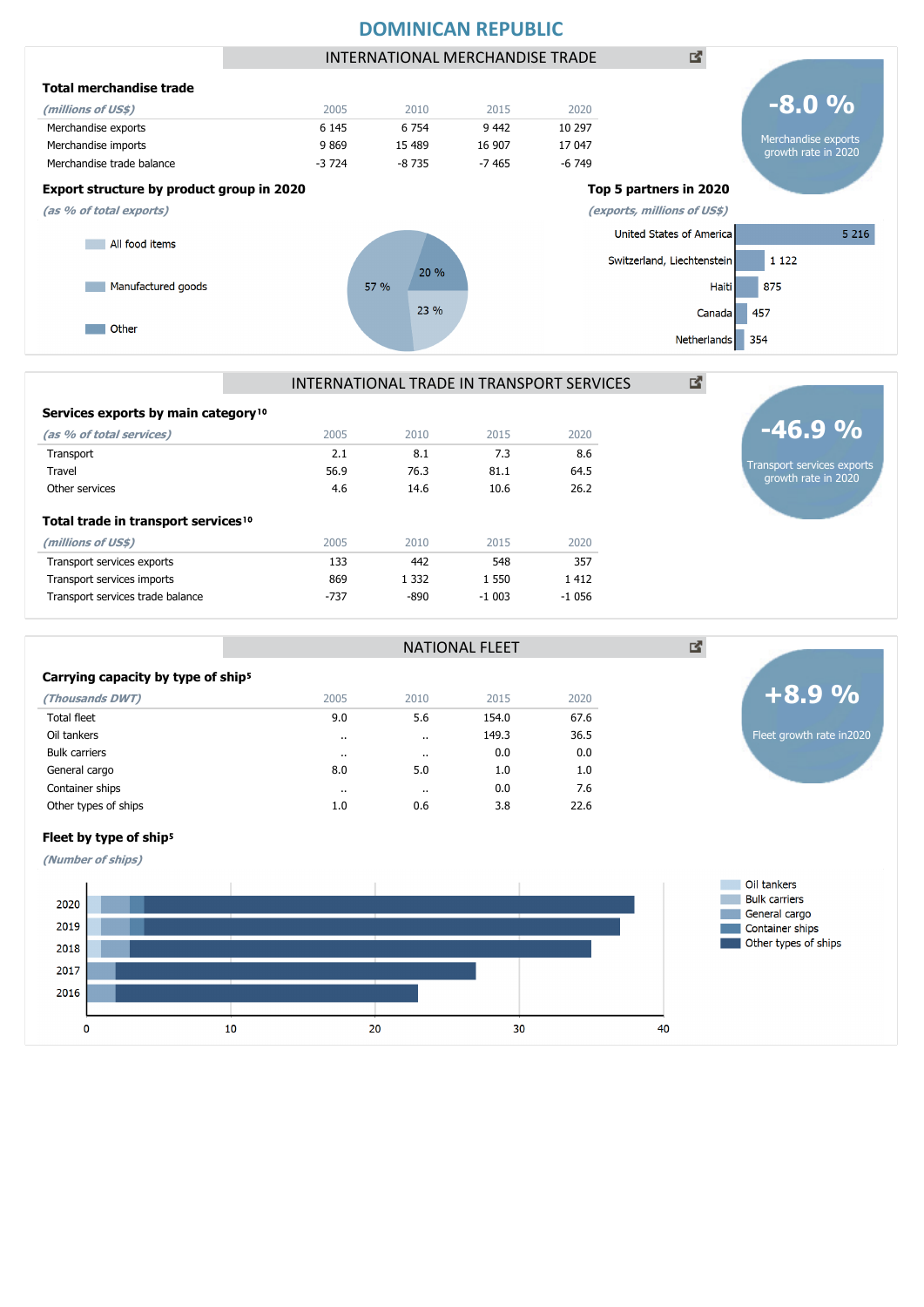# DOMINICAN REPUBLIC

## INTERNATIONAL MERCHANDISE TRADE

### Total merchandise trade

| *(millions of US$)* | 2005 | 2010 | 2015 | 2020 |
|---|---|---|---|---|
| Merchandise exports | 6 145 | 6 754 | 9 442 | 10 297 |
| Merchandise imports | 9 869 | 15 489 | 16 907 | 17 047 |
| Merchandise trade balance | -3 724 | -8 735 | -7 465 | -6 749 |

**-8.0 %**
Merchandise exports growth rate in 2020

### Export structure by product group in 2020

*(as % of total exports)*

- All food items: 23 %
- Manufactured goods: 57 %
- Other: 20 %

### Top 5 partners in 2020

*(exports, millions of US$)*

| Partner | Exports |
|---|---|
| United States of America | 5 216 |
| Switzerland, Liechtenstein | 1 122 |
| Haiti | 875 |
| Canada | 457 |
| Netherlands | 354 |

## INTERNATIONAL TRADE IN TRANSPORT SERVICES

### Services exports by main category[10]

| *(as % of total services)* | 2005 | 2010 | 2015 | 2020 |
|---|---|---|---|---|
| Transport | 2.1 | 8.1 | 7.3 | 8.6 |
| Travel | 56.9 | 76.3 | 81.1 | 64.5 |
| Other services | 4.6 | 14.6 | 10.6 | 26.2 |

**-46.9 %**
Transport services exports growth rate in 2020

### Total trade in transport services[10]

| *(millions of US$)* | 2005 | 2010 | 2015 | 2020 |
|---|---|---|---|---|
| Transport services exports | 133 | 442 | 548 | 357 |
| Transport services imports | 869 | 1 332 | 1 550 | 1 412 |
| Transport services trade balance | -737 | -890 | -1 003 | -1 056 |

## NATIONAL FLEET

### Carrying capacity by type of ship[5]

| *(Thousands DWT)* | 2005 | 2010 | 2015 | 2020 |
|---|---|---|---|---|
| Total fleet | 9.0 | 5.6 | 154.0 | 67.6 |
| Oil tankers | .. | .. | 149.3 | 36.5 |
| Bulk carriers | .. | .. | 0.0 | 0.0 |
| General cargo | 8.0 | 5.0 | 1.0 | 1.0 |
| Container ships | .. | .. | 0.0 | 7.6 |
| Other types of ships | 1.0 | 0.6 | 3.8 | 22.6 |

**+8.9 %**
Fleet growth rate in2020

### Fleet by type of ship[5]

*(Number of ships)*

Legend: Oil tankers, Bulk carriers, General cargo, Container ships, Other types of ships

Years: 2020, 2019, 2018, 2017, 2016; axis 0–40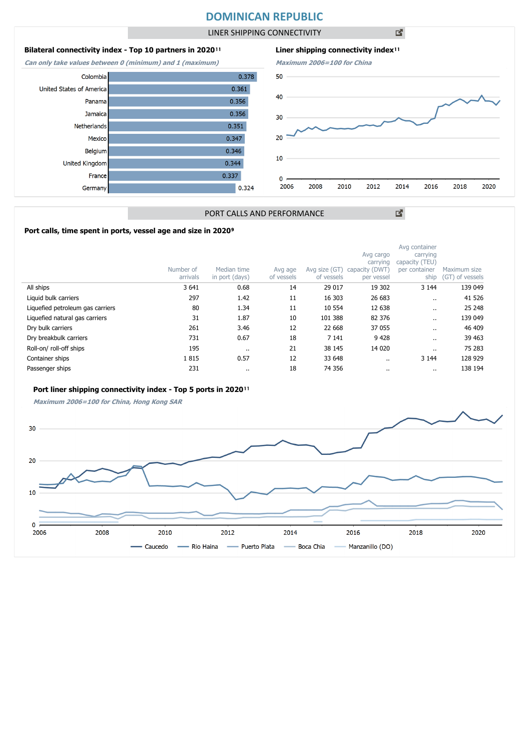# DOMINICAN REPUBLIC

## LINER SHIPPING CONNECTIVITY

**Bilateral connectivity index - Top 10 partners in 2020**[11]

*Can only take values between 0 (minimum) and 1 (maximum)*

| Partner | Index |
|---|---|
| Colombia | 0.378 |
| United States of America | 0.361 |
| Panama | 0.356 |
| Jamaica | 0.356 |
| Netherlands | 0.351 |
| Mexico | 0.347 |
| Belgium | 0.346 |
| United Kingdom | 0.344 |
| France | 0.337 |
| Germany | 0.324 |

**Liner shipping connectivity index**[11]

*Maximum 2006=100 for China*

## PORT CALLS AND PERFORMANCE

**Port calls, time spent in ports, vessel age and size in 2020**[9]

| | Number of arrivals | Median time in port (days) | Avg age of vessels | Avg size (GT) of vessels | Avg cargo carrying capacity (DWT) per vessel | Avg container carrying capacity (TEU) per container ship | Maximum size (GT) of vessels |
|---|---|---|---|---|---|---|---|
| All ships | 3 641 | 0.68 | 14 | 29 017 | 19 302 | 3 144 | 139 049 |
| Liquid bulk carriers | 297 | 1.42 | 11 | 16 303 | 26 683 | .. | 41 526 |
| Liquefied petroleum gas carriers | 80 | 1.34 | 11 | 10 554 | 12 638 | .. | 25 248 |
| Liquefied natural gas carriers | 31 | 1.87 | 10 | 101 388 | 82 376 | .. | 139 049 |
| Dry bulk carriers | 261 | 3.46 | 12 | 22 668 | 37 055 | .. | 46 409 |
| Dry breakbulk carriers | 731 | 0.67 | 18 | 7 141 | 9 428 | .. | 39 463 |
| Roll-on/ roll-off ships | 195 | .. | 21 | 38 145 | 14 020 | .. | 75 283 |
| Container ships | 1 815 | 0.57 | 12 | 33 648 | .. | 3 144 | 128 929 |
| Passenger ships | 231 | .. | 18 | 74 356 | .. | .. | 138 194 |

**Port liner shipping connectivity index - Top 5 ports in 2020**[11]

*Maximum 2006=100 for China, Hong Kong SAR*

Caucedo, Rio Haina, Puerto Plata, Boca Chia, Manzanillo (DO)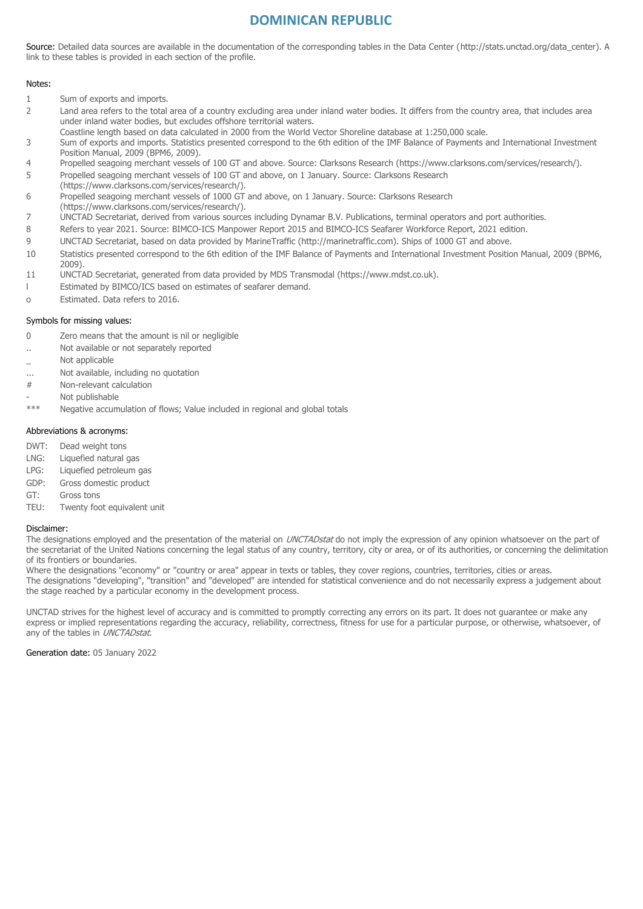# DOMINICAN REPUBLIC

**Source:** Detailed data sources are available in the documentation of the corresponding tables in the Data Center (http://stats.unctad.org/data_center). A link to these tables is provided in each section of the profile.

**Notes:**

| | |
|---|---|
| 1 | Sum of exports and imports. |
| 2 | Land area refers to the total area of a country excluding area under inland water bodies. It differs from the country area, that includes area under inland water bodies, but excludes offshore territorial waters. Coastline length based on data calculated in 2000 from the World Vector Shoreline database at 1:250,000 scale. |
| 3 | Sum of exports and imports. Statistics presented correspond to the 6th edition of the IMF Balance of Payments and International Investment Position Manual, 2009 (BPM6, 2009). |
| 4 | Propelled seagoing merchant vessels of 100 GT and above. Source: Clarksons Research (https://www.clarksons.com/services/research/). |
| 5 | Propelled seagoing merchant vessels of 100 GT and above, on 1 January. Source: Clarksons Research (https://www.clarksons.com/services/research/). |
| 6 | Propelled seagoing merchant vessels of 1000 GT and above, on 1 January. Source: Clarksons Research (https://www.clarksons.com/services/research/). |
| 7 | UNCTAD Secretariat, derived from various sources including Dynamar B.V. Publications, terminal operators and port authorities. |
| 8 | Refers to year 2021. Source: BIMCO-ICS Manpower Report 2015 and BIMCO-ICS Seafarer Workforce Report, 2021 edition. |
| 9 | UNCTAD Secretariat, based on data provided by MarineTraffic (http://marinetraffic.com). Ships of 1000 GT and above. |
| 10 | Statistics presented correspond to the 6th edition of the IMF Balance of Payments and International Investment Position Manual, 2009 (BPM6, 2009). |
| 11 | UNCTAD Secretariat, generated from data provided by MDS Transmodal (https://www.mdst.co.uk). |
| l | Estimated by BIMCO/ICS based on estimates of seafarer demand. |
| o | Estimated. Data refers to 2016. |

**Symbols for missing values:**

| | |
|---|---|
| 0 | Zero means that the amount is nil or negligible |
| .. | Not available or not separately reported |
| _ | Not applicable |
| ... | Not available, including no quotation |
| # | Non-relevant calculation |
| - | Not publishable |
| *** | Negative accumulation of flows; Value included in regional and global totals |

**Abbreviations & acronyms:**

| | |
|---|---|
| DWT: | Dead weight tons |
| LNG: | Liquefied natural gas |
| LPG: | Liquefied petroleum gas |
| GDP: | Gross domestic product |
| GT: | Gross tons |
| TEU: | Twenty foot equivalent unit |

**Disclaimer:**

The designations employed and the presentation of the material on *UNCTADstat* do not imply the expression of any opinion whatsoever on the part of the secretariat of the United Nations concerning the legal status of any country, territory, city or area, or of its authorities, or concerning the delimitation of its frontiers or boundaries.
Where the designations "economy" or "country or area" appear in texts or tables, they cover regions, countries, territories, cities or areas.
The designations "developing", "transition" and "developed" are intended for statistical convenience and do not necessarily express a judgement about the stage reached by a particular economy in the development process.

UNCTAD strives for the highest level of accuracy and is committed to promptly correcting any errors on its part. It does not guarantee or make any express or implied representations regarding the accuracy, reliability, correctness, fitness for use for a particular purpose, or otherwise, whatsoever, of any of the tables in *UNCTADstat*.

**Generation date:** 05 January 2022